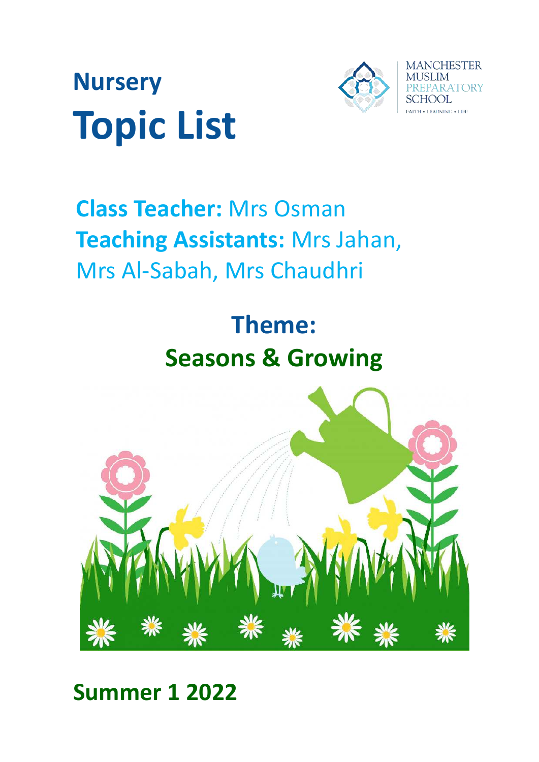# Nursery
# Topic List

MANCHESTER MUSLIM PREPARATORY SCHOOL

FAITH • LEARNING • LIFE

**Class Teacher:** Mrs Osman
**Teaching Assistants:** Mrs Jahan, Mrs Al-Sabah, Mrs Chaudhri

## Theme:
## Seasons & Growing

## Summer 1 2022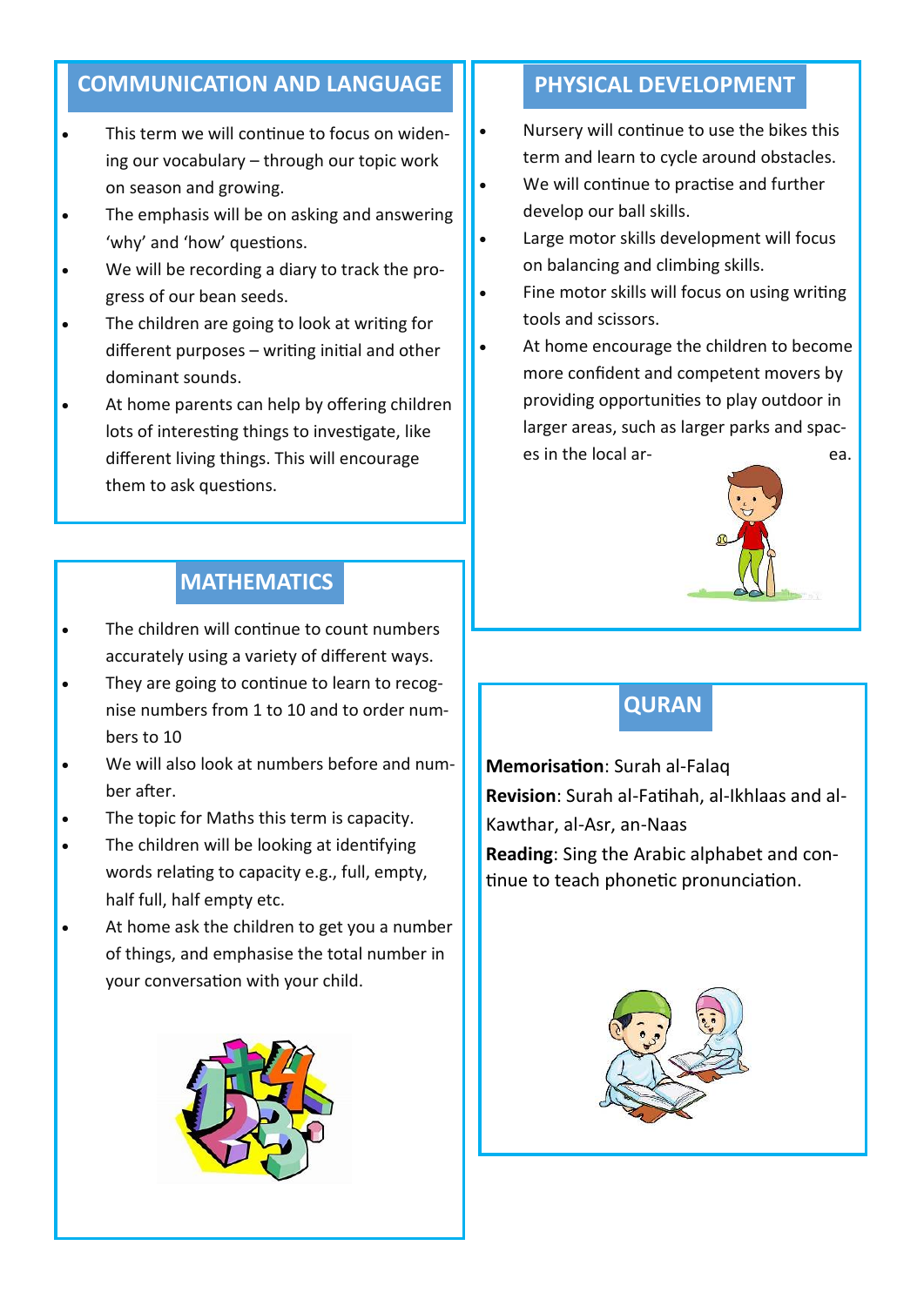## COMMUNICATION AND LANGUAGE

- This term we will continue to focus on widening our vocabulary – through our topic work on season and growing.
- The emphasis will be on asking and answering 'why' and 'how' questions.
- We will be recording a diary to track the progress of our bean seeds.
- The children are going to look at writing for different purposes – writing initial and other dominant sounds.
- At home parents can help by offering children lots of interesting things to investigate, like different living things. This will encourage them to ask questions.

## MATHEMATICS

- The children will continue to count numbers accurately using a variety of different ways.
- They are going to continue to learn to recognise numbers from 1 to 10 and to order numbers to 10
- We will also look at numbers before and number after.
- The topic for Maths this term is capacity.
- The children will be looking at identifying words relating to capacity e.g., full, empty, half full, half empty etc.
- At home ask the children to get you a number of things, and emphasise the total number in your conversation with your child.

## PHYSICAL DEVELOPMENT

- Nursery will continue to use the bikes this term and learn to cycle around obstacles.
- We will continue to practise and further develop our ball skills.
- Large motor skills development will focus on balancing and climbing skills.
- Fine motor skills will focus on using writing tools and scissors.
- At home encourage the children to become more confident and competent movers by providing opportunities to play outdoor in larger areas, such as larger parks and spaces in the local area.

## QURAN

**Memorisation**: Surah al-Falaq

**Revision**: Surah al-Fatihah, al-Ikhlaas and al-Kawthar, al-Asr, an-Naas

**Reading**: Sing the Arabic alphabet and continue to teach phonetic pronunciation.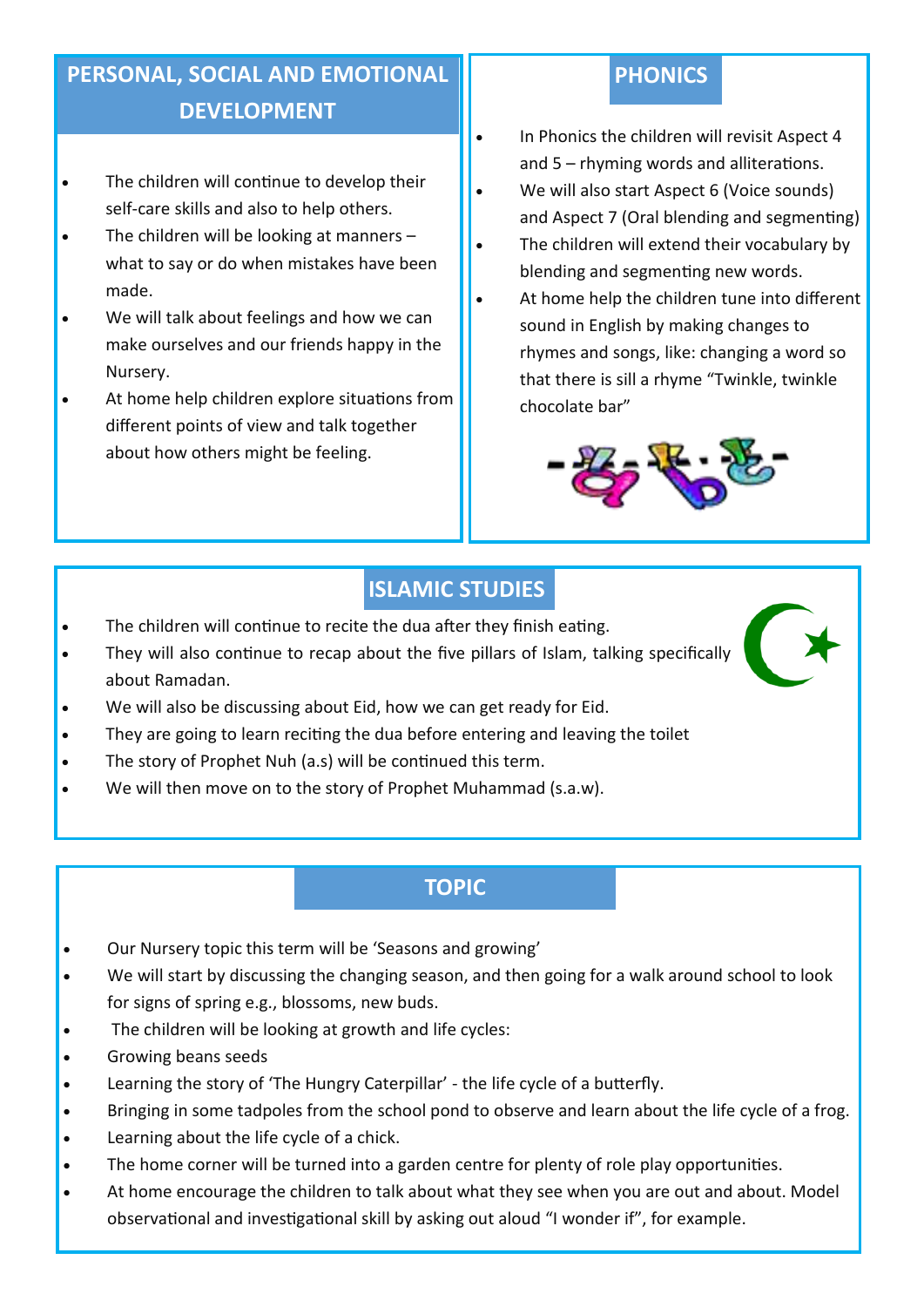## PERSONAL, SOCIAL AND EMOTIONAL DEVELOPMENT

- The children will continue to develop their self-care skills and also to help others.
- The children will be looking at manners – what to say or do when mistakes have been made.
- We will talk about feelings and how we can make ourselves and our friends happy in the Nursery.
- At home help children explore situations from different points of view and talk together about how others might be feeling.

## PHONICS

- In Phonics the children will revisit Aspect 4 and 5 – rhyming words and alliterations.
- We will also start Aspect 6 (Voice sounds) and Aspect 7 (Oral blending and segmenting)
- The children will extend their vocabulary by blending and segmenting new words.
- At home help the children tune into different sound in English by making changes to rhymes and songs, like: changing a word so that there is sill a rhyme "Twinkle, twinkle chocolate bar"

## ISLAMIC STUDIES

- The children will continue to recite the dua after they finish eating.
- They will also continue to recap about the five pillars of Islam, talking specifically about Ramadan.
- We will also be discussing about Eid, how we can get ready for Eid.
- They are going to learn reciting the dua before entering and leaving the toilet
- The story of Prophet Nuh (a.s) will be continued this term.
- We will then move on to the story of Prophet Muhammad (s.a.w).

## TOPIC

- Our Nursery topic this term will be 'Seasons and growing'
- We will start by discussing the changing season, and then going for a walk around school to look for signs of spring e.g., blossoms, new buds.
- The children will be looking at growth and life cycles:
- Growing beans seeds
- Learning the story of 'The Hungry Caterpillar' - the life cycle of a butterfly.
- Bringing in some tadpoles from the school pond to observe and learn about the life cycle of a frog.
- Learning about the life cycle of a chick.
- The home corner will be turned into a garden centre for plenty of role play opportunities.
- At home encourage the children to talk about what they see when you are out and about. Model observational and investigational skill by asking out aloud "I wonder if", for example.